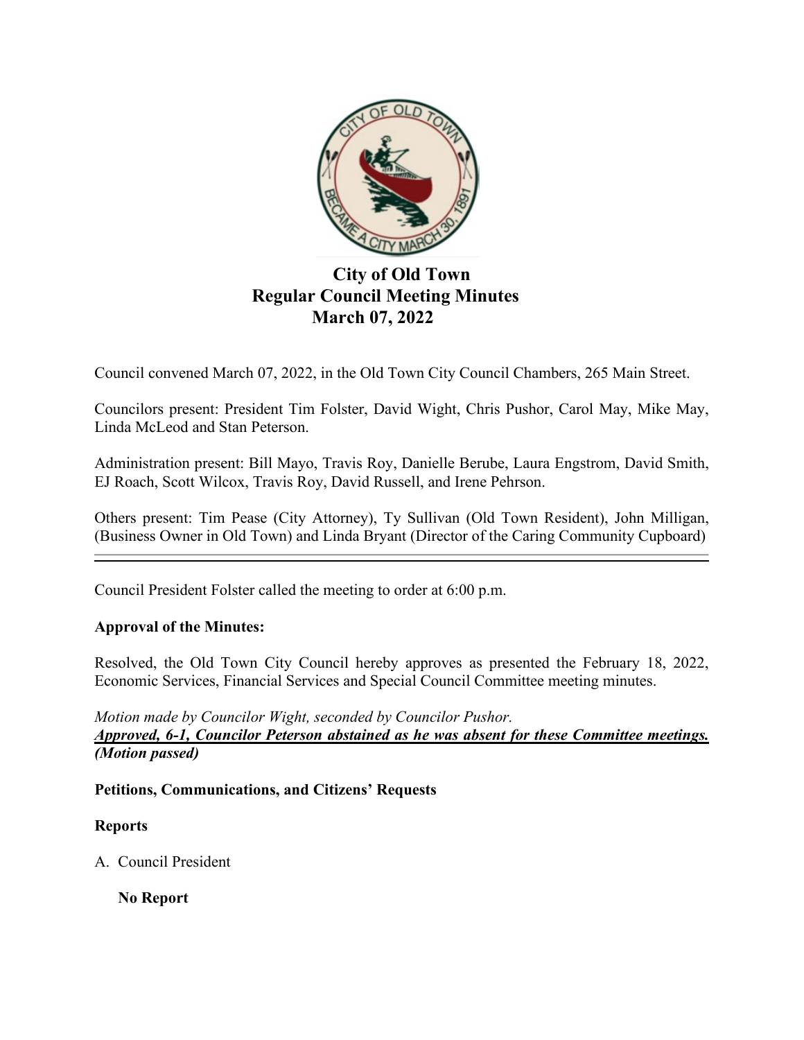# City of Old Town
## Regular Council Meeting Minutes
## March 07, 2022

Council convened March 07, 2022, in the Old Town City Council Chambers, 265 Main Street.

Councilors present: President Tim Folster, David Wight, Chris Pushor, Carol May, Mike May, Linda McLeod and Stan Peterson.

Administration present: Bill Mayo, Travis Roy, Danielle Berube, Laura Engstrom, David Smith, EJ Roach, Scott Wilcox, Travis Roy, David Russell, and Irene Pehrson.

Others present: Tim Pease (City Attorney), Ty Sullivan (Old Town Resident), John Milligan, (Business Owner in Old Town) and Linda Bryant (Director of the Caring Community Cupboard)

---

Council President Folster called the meeting to order at 6:00 p.m.

**Approval of the Minutes:**

Resolved, the Old Town City Council hereby approves as presented the February 18, 2022, Economic Services, Financial Services and Special Council Committee meeting minutes.

*Motion made by Councilor Wight, seconded by Councilor Pushor.*
***Approved, 6-1, Councilor Peterson abstained as he was absent for these Committee meetings. (Motion passed)***

**Petitions, Communications, and Citizens' Requests**

**Reports**

A. Council President

**No Report**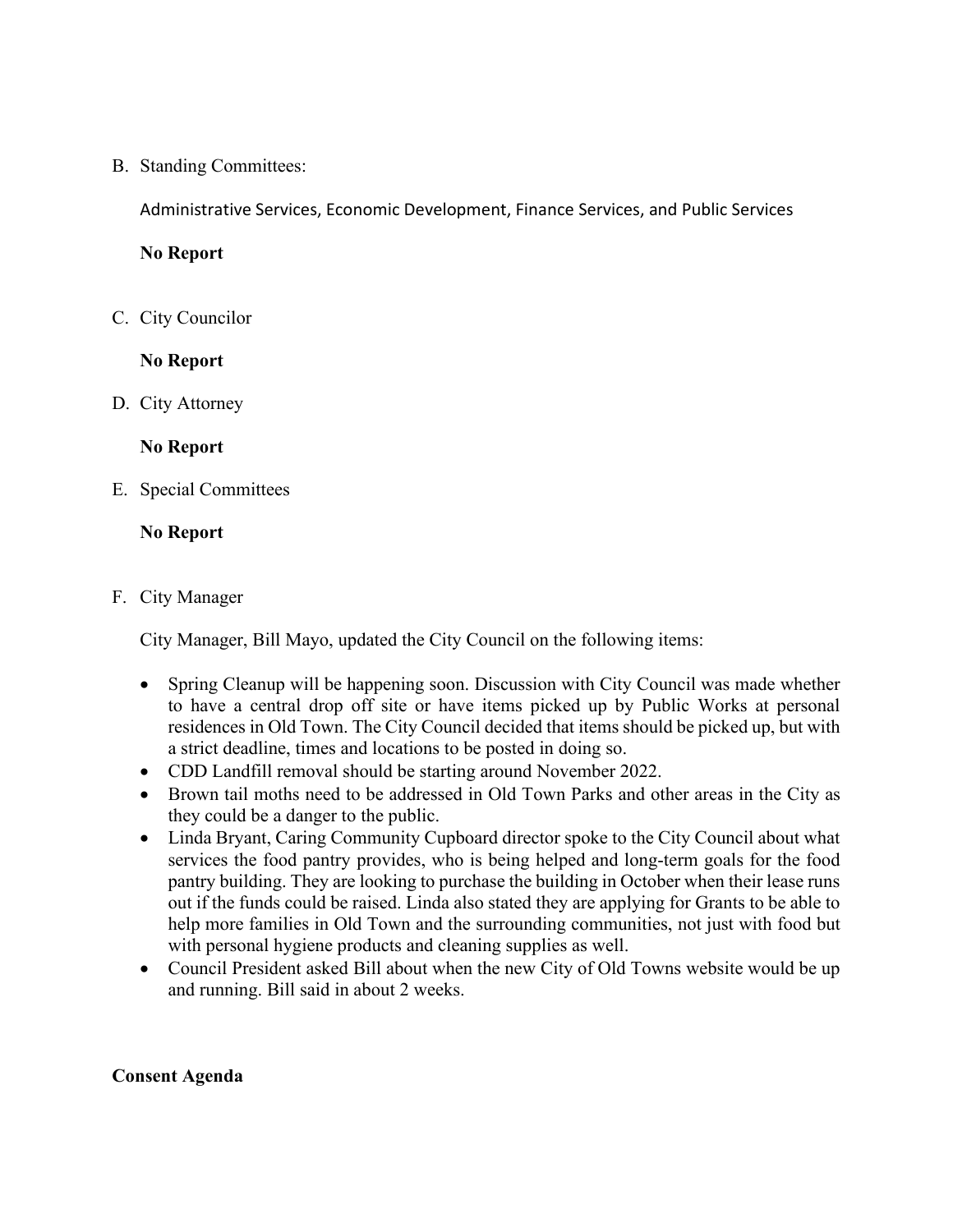B. Standing Committees:

Administrative Services, Economic Development, Finance Services, and Public Services

**No Report**

C. City Councilor

**No Report**

D. City Attorney

**No Report**

E. Special Committees

**No Report**

F. City Manager

City Manager, Bill Mayo, updated the City Council on the following items:

- Spring Cleanup will be happening soon. Discussion with City Council was made whether to have a central drop off site or have items picked up by Public Works at personal residences in Old Town. The City Council decided that items should be picked up, but with a strict deadline, times and locations to be posted in doing so.
- CDD Landfill removal should be starting around November 2022.
- Brown tail moths need to be addressed in Old Town Parks and other areas in the City as they could be a danger to the public.
- Linda Bryant, Caring Community Cupboard director spoke to the City Council about what services the food pantry provides, who is being helped and long-term goals for the food pantry building. They are looking to purchase the building in October when their lease runs out if the funds could be raised. Linda also stated they are applying for Grants to be able to help more families in Old Town and the surrounding communities, not just with food but with personal hygiene products and cleaning supplies as well.
- Council President asked Bill about when the new City of Old Towns website would be up and running. Bill said in about 2 weeks.

**Consent Agenda**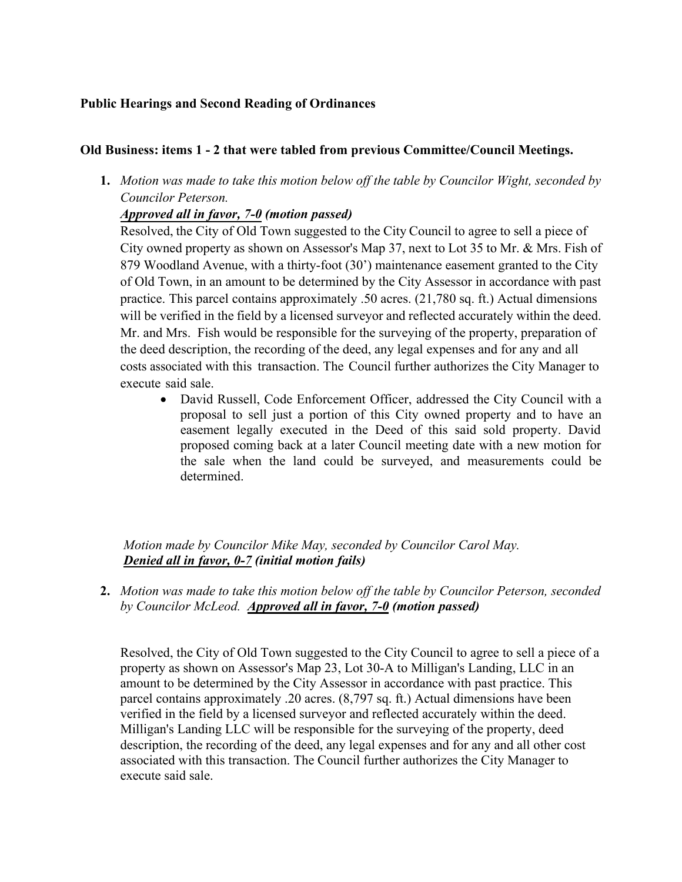**Public Hearings and Second Reading of Ordinances**

**Old Business: items 1 - 2 that were tabled from previous Committee/Council Meetings.**

1. *Motion was made to take this motion below off the table by Councilor Wight, seconded by Councilor Peterson.*

   ***Approved all in favor, 7-0 (motion passed)***

   Resolved, the City of Old Town suggested to the City Council to agree to sell a piece of City owned property as shown on Assessor's Map 37, next to Lot 35 to Mr. & Mrs. Fish of 879 Woodland Avenue, with a thirty-foot (30') maintenance easement granted to the City of Old Town, in an amount to be determined by the City Assessor in accordance with past practice. This parcel contains approximately .50 acres. (21,780 sq. ft.) Actual dimensions will be verified in the field by a licensed surveyor and reflected accurately within the deed. Mr. and Mrs. Fish would be responsible for the surveying of the property, preparation of the deed description, the recording of the deed, any legal expenses and for any and all costs associated with this transaction. The Council further authorizes the City Manager to execute said sale.

   - David Russell, Code Enforcement Officer, addressed the City Council with a proposal to sell just a portion of this City owned property and to have an easement legally executed in the Deed of this said sold property. David proposed coming back at a later Council meeting date with a new motion for the sale when the land could be surveyed, and measurements could be determined.

   *Motion made by Councilor Mike May, seconded by Councilor Carol May.*
   ***Denied all in favor, 0-7 (initial motion fails)***

2. *Motion was made to take this motion below off the table by Councilor Peterson, seconded by Councilor McLeod.* ***Approved all in favor, 7-0 (motion passed)***

   Resolved, the City of Old Town suggested to the City Council to agree to sell a piece of a property as shown on Assessor's Map 23, Lot 30-A to Milligan's Landing, LLC in an amount to be determined by the City Assessor in accordance with past practice. This parcel contains approximately .20 acres. (8,797 sq. ft.) Actual dimensions have been verified in the field by a licensed surveyor and reflected accurately within the deed. Milligan's Landing LLC will be responsible for the surveying of the property, deed description, the recording of the deed, any legal expenses and for any and all other cost associated with this transaction. The Council further authorizes the City Manager to execute said sale.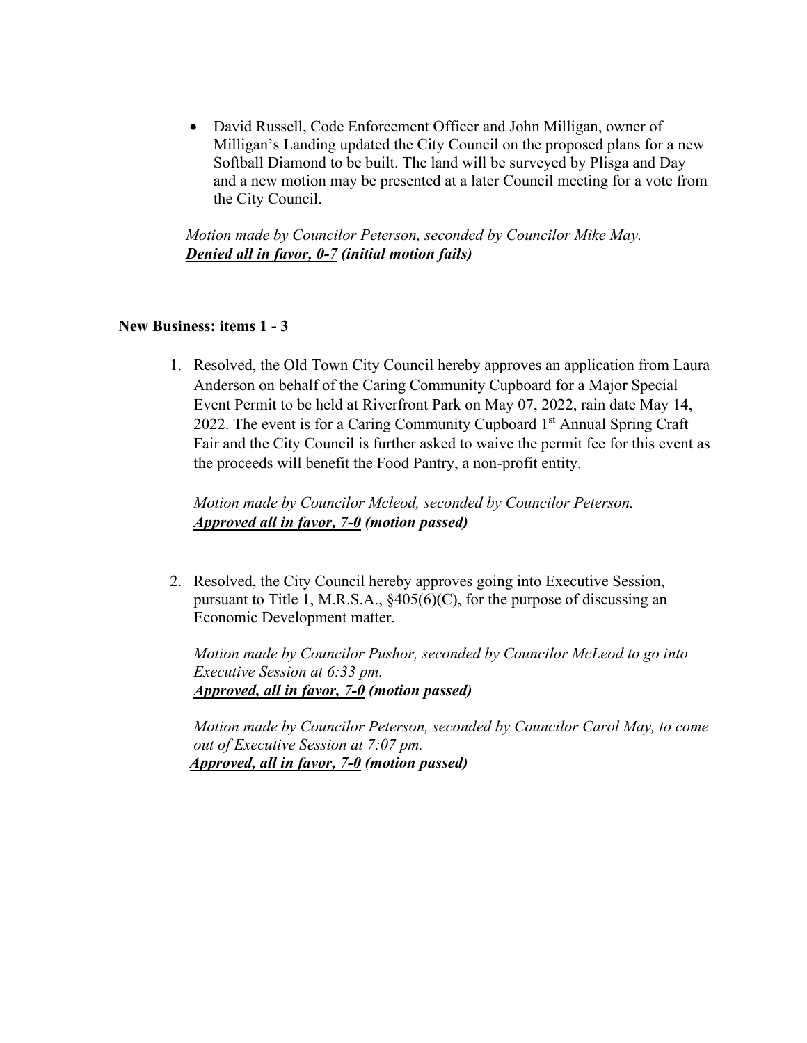- David Russell, Code Enforcement Officer and John Milligan, owner of Milligan's Landing updated the City Council on the proposed plans for a new Softball Diamond to be built. The land will be surveyed by Plisga and Day and a new motion may be presented at a later Council meeting for a vote from the City Council.

*Motion made by Councilor Peterson, seconded by Councilor Mike May.*
***Denied all in favor, 0-7** (initial motion fails)*

**New Business: items 1 - 3**

1. Resolved, the Old Town City Council hereby approves an application from Laura Anderson on behalf of the Caring Community Cupboard for a Major Special Event Permit to be held at Riverfront Park on May 07, 2022, rain date May 14, 2022. The event is for a Caring Community Cupboard 1st Annual Spring Craft Fair and the City Council is further asked to waive the permit fee for this event as the proceeds will benefit the Food Pantry, a non-profit entity.

   *Motion made by Councilor Mcleod, seconded by Councilor Peterson.*
   ***Approved all in favor, 7-0** (motion passed)*

2. Resolved, the City Council hereby approves going into Executive Session, pursuant to Title 1, M.R.S.A., §405(6)(C), for the purpose of discussing an Economic Development matter.

   *Motion made by Councilor Pushor, seconded by Councilor McLeod to go into Executive Session at 6:33 pm.*
   ***Approved, all in favor, 7-0** (motion passed)*

   *Motion made by Councilor Peterson, seconded by Councilor Carol May, to come out of Executive Session at 7:07 pm.*
   ***Approved, all in favor, 7-0** (motion passed)*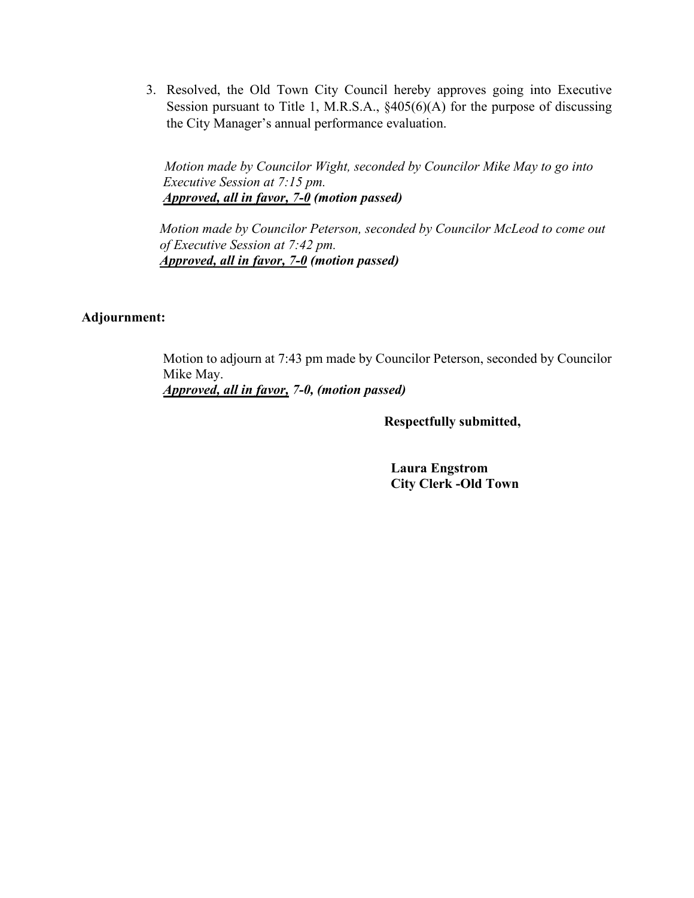3. Resolved, the Old Town City Council hereby approves going into Executive Session pursuant to Title 1, M.R.S.A., §405(6)(A) for the purpose of discussing the City Manager's annual performance evaluation.

   *Motion made by Councilor Wight, seconded by Councilor Mike May to go into Executive Session at 7:15 pm.*
   ***Approved, all in favor, 7-0** (motion passed)*

   *Motion made by Councilor Peterson, seconded by Councilor McLeod to come out of Executive Session at 7:42 pm.*
   ***Approved, all in favor, 7-0** (motion passed)*

**Adjournment:**

Motion to adjourn at 7:43 pm made by Councilor Peterson, seconded by Councilor Mike May.
***Approved, all in favor,** 7-0, (motion passed)*

**Respectfully submitted,**

**Laura Engstrom**
**City Clerk -Old Town**